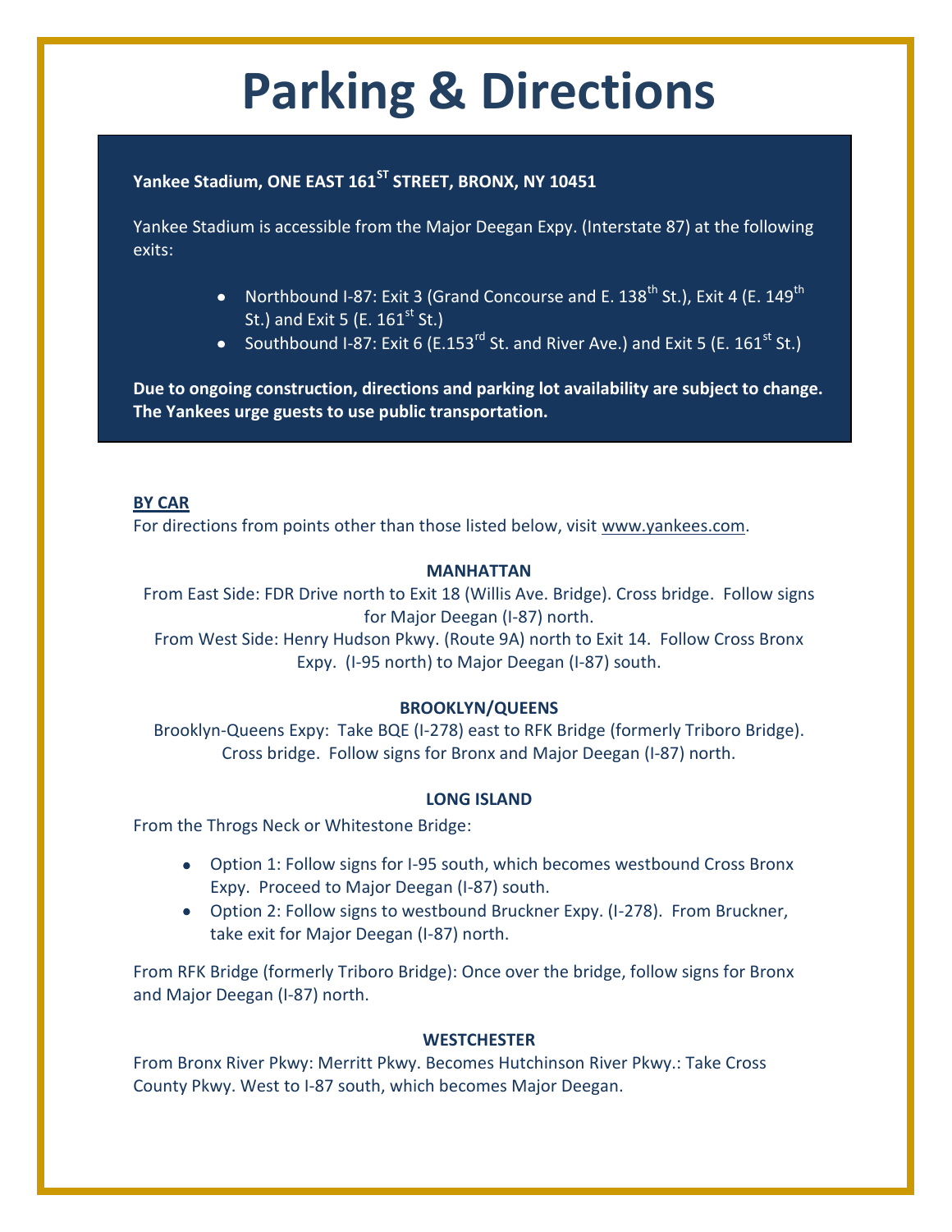# Parking & Directions

**Yankee Stadium, ONE EAST 161ST STREET, BRONX, NY 10451**

Yankee Stadium is accessible from the Major Deegan Expy. (Interstate 87) at the following exits:

- Northbound I-87: Exit 3 (Grand Concourse and E. 138th St.), Exit 4 (E. 149th St.) and Exit 5 (E. 161st St.)
- Southbound I-87: Exit 6 (E.153rd St. and River Ave.) and Exit 5 (E. 161st St.)

**Due to ongoing construction, directions and parking lot availability are subject to change. The Yankees urge guests to use public transportation.**

## BY CAR

For directions from points other than those listed below, visit www.yankees.com.

### MANHATTAN

From East Side: FDR Drive north to Exit 18 (Willis Ave. Bridge). Cross bridge. Follow signs for Major Deegan (I-87) north.

From West Side: Henry Hudson Pkwy. (Route 9A) north to Exit 14. Follow Cross Bronx Expy. (I-95 north) to Major Deegan (I-87) south.

### BROOKLYN/QUEENS

Brooklyn-Queens Expy: Take BQE (I-278) east to RFK Bridge (formerly Triboro Bridge). Cross bridge. Follow signs for Bronx and Major Deegan (I-87) north.

### LONG ISLAND

From the Throgs Neck or Whitestone Bridge:

- Option 1: Follow signs for I-95 south, which becomes westbound Cross Bronx Expy. Proceed to Major Deegan (I-87) south.
- Option 2: Follow signs to westbound Bruckner Expy. (I-278). From Bruckner, take exit for Major Deegan (I-87) north.

From RFK Bridge (formerly Triboro Bridge): Once over the bridge, follow signs for Bronx and Major Deegan (I-87) north.

### WESTCHESTER

From Bronx River Pkwy: Merritt Pkwy. Becomes Hutchinson River Pkwy.: Take Cross County Pkwy. West to I-87 south, which becomes Major Deegan.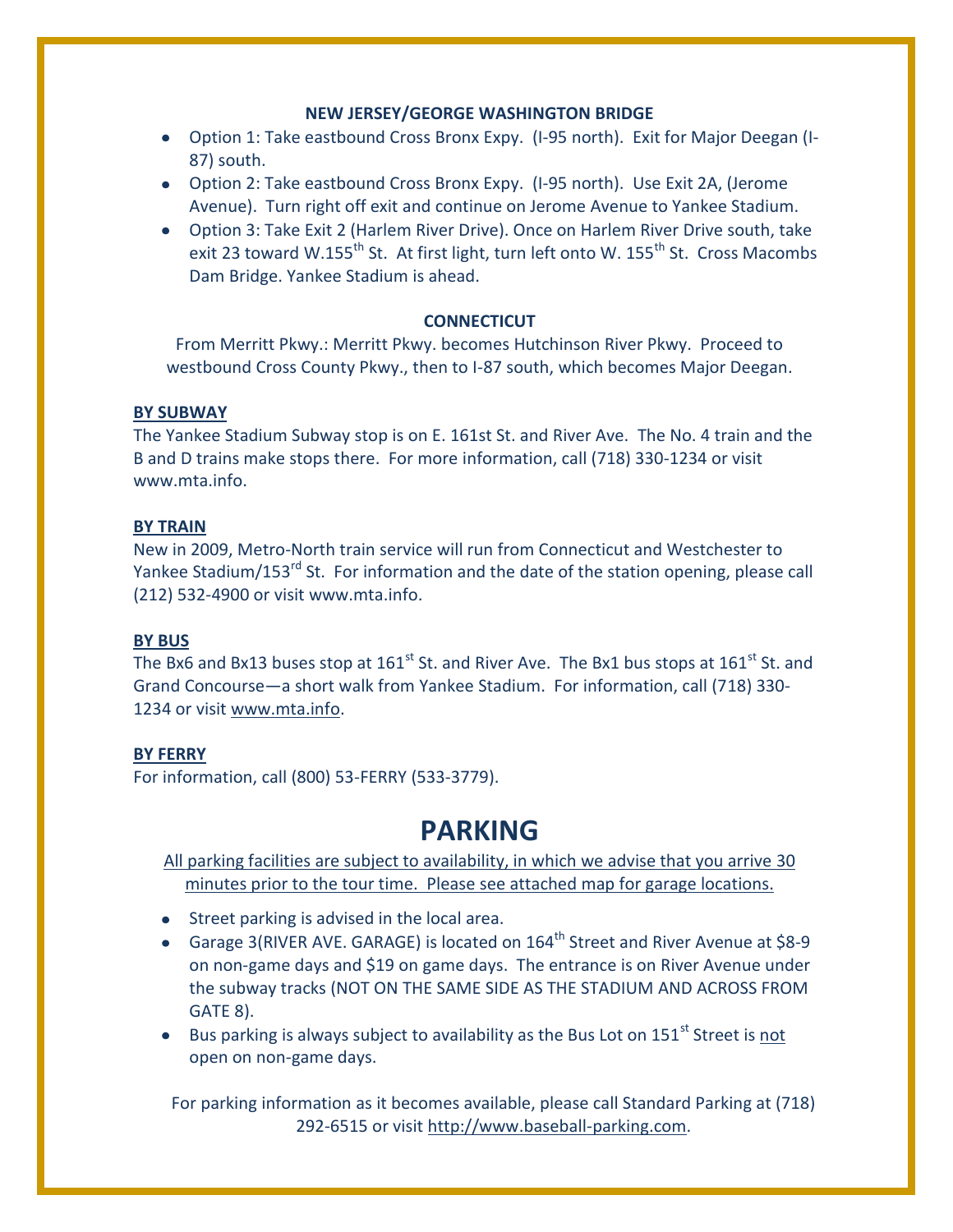**NEW JERSEY/GEORGE WASHINGTON BRIDGE**

- Option 1: Take eastbound Cross Bronx Expy. (I-95 north). Exit for Major Deegan (I-87) south.
- Option 2: Take eastbound Cross Bronx Expy. (I-95 north). Use Exit 2A, (Jerome Avenue). Turn right off exit and continue on Jerome Avenue to Yankee Stadium.
- Option 3: Take Exit 2 (Harlem River Drive). Once on Harlem River Drive south, take exit 23 toward W.155th St. At first light, turn left onto W. 155th St. Cross Macombs Dam Bridge. Yankee Stadium is ahead.

**CONNECTICUT**

From Merritt Pkwy.: Merritt Pkwy. becomes Hutchinson River Pkwy. Proceed to westbound Cross County Pkwy., then to I-87 south, which becomes Major Deegan.

**BY SUBWAY**

The Yankee Stadium Subway stop is on E. 161st St. and River Ave. The No. 4 train and the B and D trains make stops there. For more information, call (718) 330-1234 or visit www.mta.info.

**BY TRAIN**

New in 2009, Metro-North train service will run from Connecticut and Westchester to Yankee Stadium/153rd St. For information and the date of the station opening, please call (212) 532-4900 or visit www.mta.info.

**BY BUS**

The Bx6 and Bx13 buses stop at 161st St. and River Ave. The Bx1 bus stops at 161st St. and Grand Concourse—a short walk from Yankee Stadium. For information, call (718) 330-1234 or visit www.mta.info.

**BY FERRY**

For information, call (800) 53-FERRY (533-3779).

# PARKING

All parking facilities are subject to availability, in which we advise that you arrive 30 minutes prior to the tour time. Please see attached map for garage locations.

- Street parking is advised in the local area.
- Garage 3(RIVER AVE. GARAGE) is located on 164th Street and River Avenue at $8-9 on non-game days and $19 on game days. The entrance is on River Avenue under the subway tracks (NOT ON THE SAME SIDE AS THE STADIUM AND ACROSS FROM GATE 8).
- Bus parking is always subject to availability as the Bus Lot on 151st Street is not open on non-game days.

For parking information as it becomes available, please call Standard Parking at (718) 292-6515 or visit http://www.baseball-parking.com.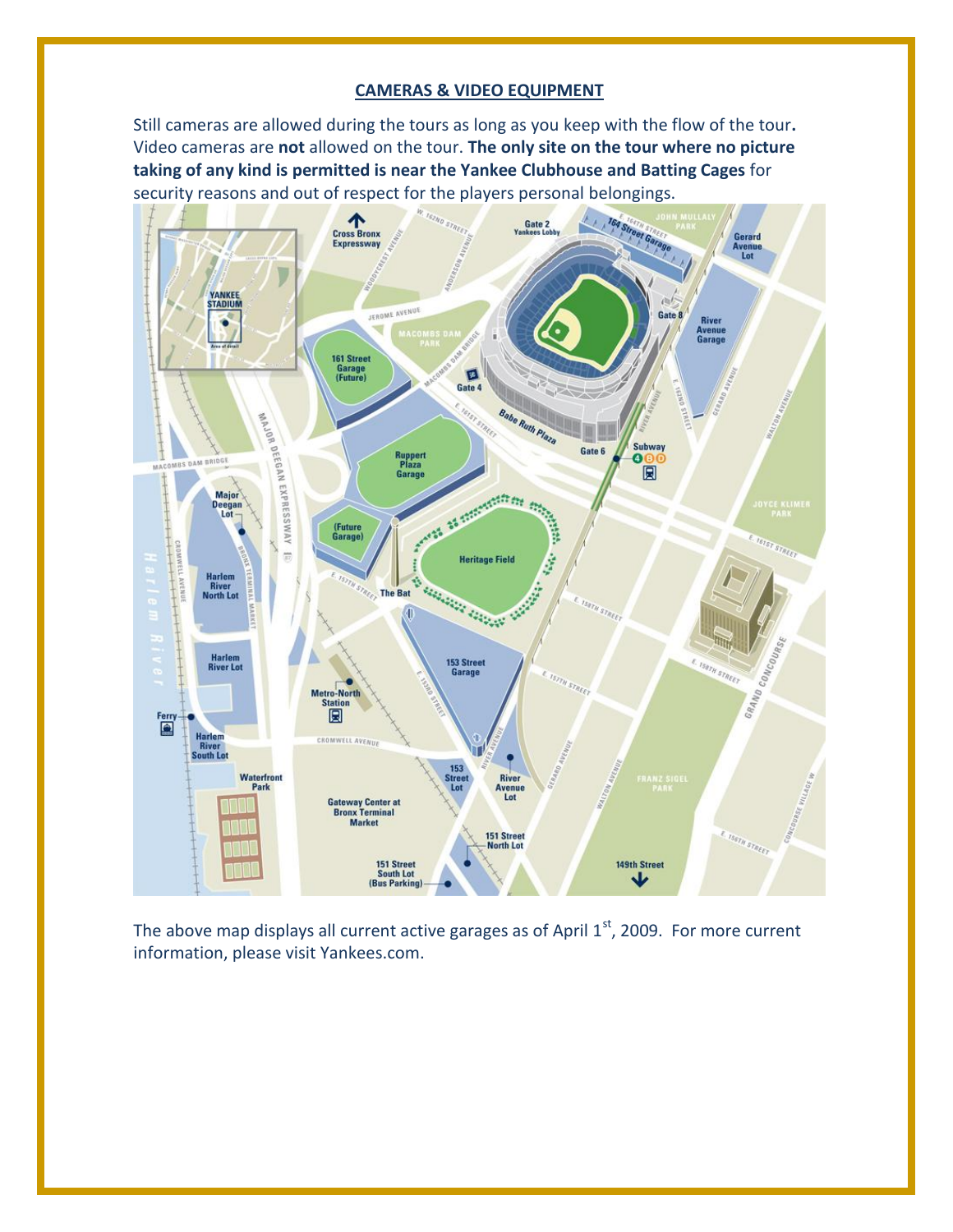## CAMERAS & VIDEO EQUIPMENT

Still cameras are allowed during the tours as long as you keep with the flow of the tour**.** Video cameras are **not** allowed on the tour. **The only site on the tour where no picture taking of any kind is permitted is near the Yankee Clubhouse and Batting Cages** for security reasons and out of respect for the players personal belongings.

The above map displays all current active garages as of April 1st, 2009. For more current information, please visit Yankees.com.